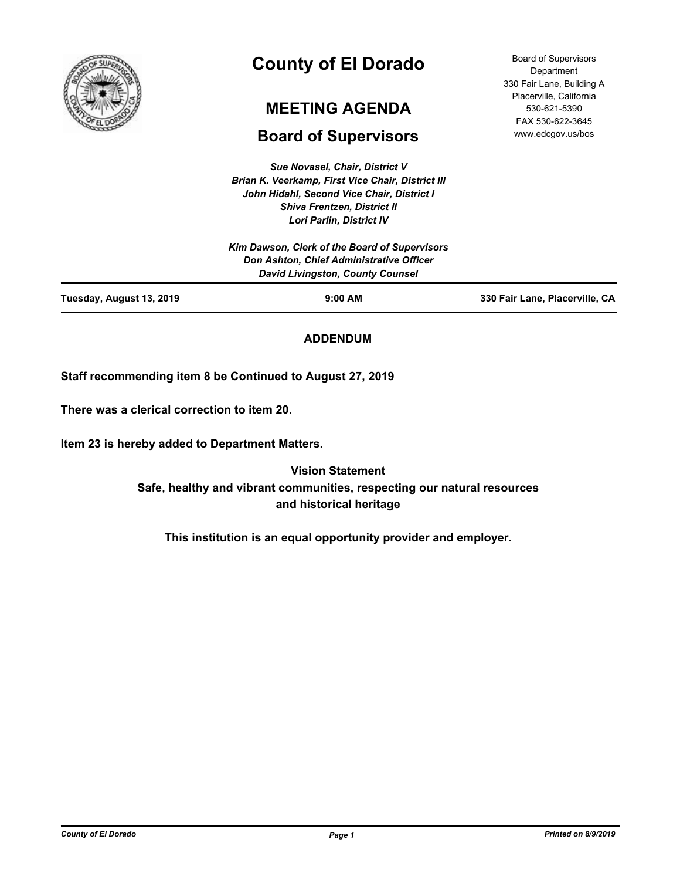# County of El Dorado

## MEETING AGENDA

## Board of Supervisors

Board of Supervisors Department
330 Fair Lane, Building A
Placerville, California
530-621-5390
FAX 530-622-3645
www.edcgov.us/bos

*Sue Novasel, Chair, District V*
*Brian K. Veerkamp, First Vice Chair, District III*
*John Hidahl, Second Vice Chair, District I*
*Shiva Frentzen, District II*
*Lori Parlin, District IV*

*Kim Dawson, Clerk of the Board of Supervisors*
*Don Ashton, Chief Administrative Officer*
*David Livingston, County Counsel*

| Tuesday, August 13, 2019 | 9:00 AM | 330 Fair Lane, Placerville, CA |
| --- | --- | --- |

**ADDENDUM**

**Staff recommending item 8 be Continued to August 27, 2019**

**There was a clerical correction to item 20.**

**Item 23 is hereby added to Department Matters.**

**Vision Statement**
**Safe, healthy and vibrant communities, respecting our natural resources and historical heritage**

**This institution is an equal opportunity provider and employer.**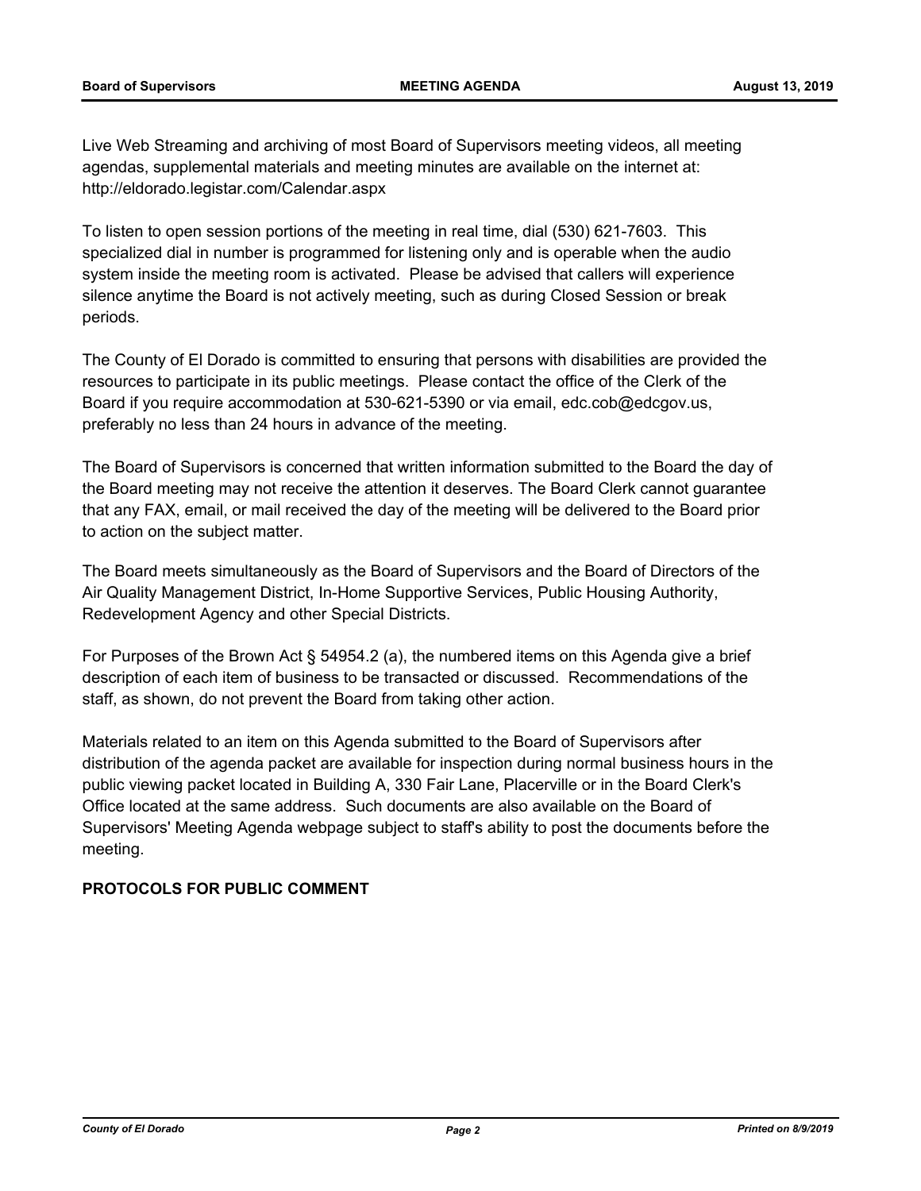Live Web Streaming and archiving of most Board of Supervisors meeting videos, all meeting agendas, supplemental materials and meeting minutes are available on the internet at: http://eldorado.legistar.com/Calendar.aspx

To listen to open session portions of the meeting in real time, dial (530) 621-7603. This specialized dial in number is programmed for listening only and is operable when the audio system inside the meeting room is activated. Please be advised that callers will experience silence anytime the Board is not actively meeting, such as during Closed Session or break periods.

The County of El Dorado is committed to ensuring that persons with disabilities are provided the resources to participate in its public meetings. Please contact the office of the Clerk of the Board if you require accommodation at 530-621-5390 or via email, edc.cob@edcgov.us, preferably no less than 24 hours in advance of the meeting.

The Board of Supervisors is concerned that written information submitted to the Board the day of the Board meeting may not receive the attention it deserves. The Board Clerk cannot guarantee that any FAX, email, or mail received the day of the meeting will be delivered to the Board prior to action on the subject matter.

The Board meets simultaneously as the Board of Supervisors and the Board of Directors of the Air Quality Management District, In-Home Supportive Services, Public Housing Authority, Redevelopment Agency and other Special Districts.

For Purposes of the Brown Act § 54954.2 (a), the numbered items on this Agenda give a brief description of each item of business to be transacted or discussed. Recommendations of the staff, as shown, do not prevent the Board from taking other action.

Materials related to an item on this Agenda submitted to the Board of Supervisors after distribution of the agenda packet are available for inspection during normal business hours in the public viewing packet located in Building A, 330 Fair Lane, Placerville or in the Board Clerk's Office located at the same address. Such documents are also available on the Board of Supervisors' Meeting Agenda webpage subject to staff's ability to post the documents before the meeting.

**PROTOCOLS FOR PUBLIC COMMENT**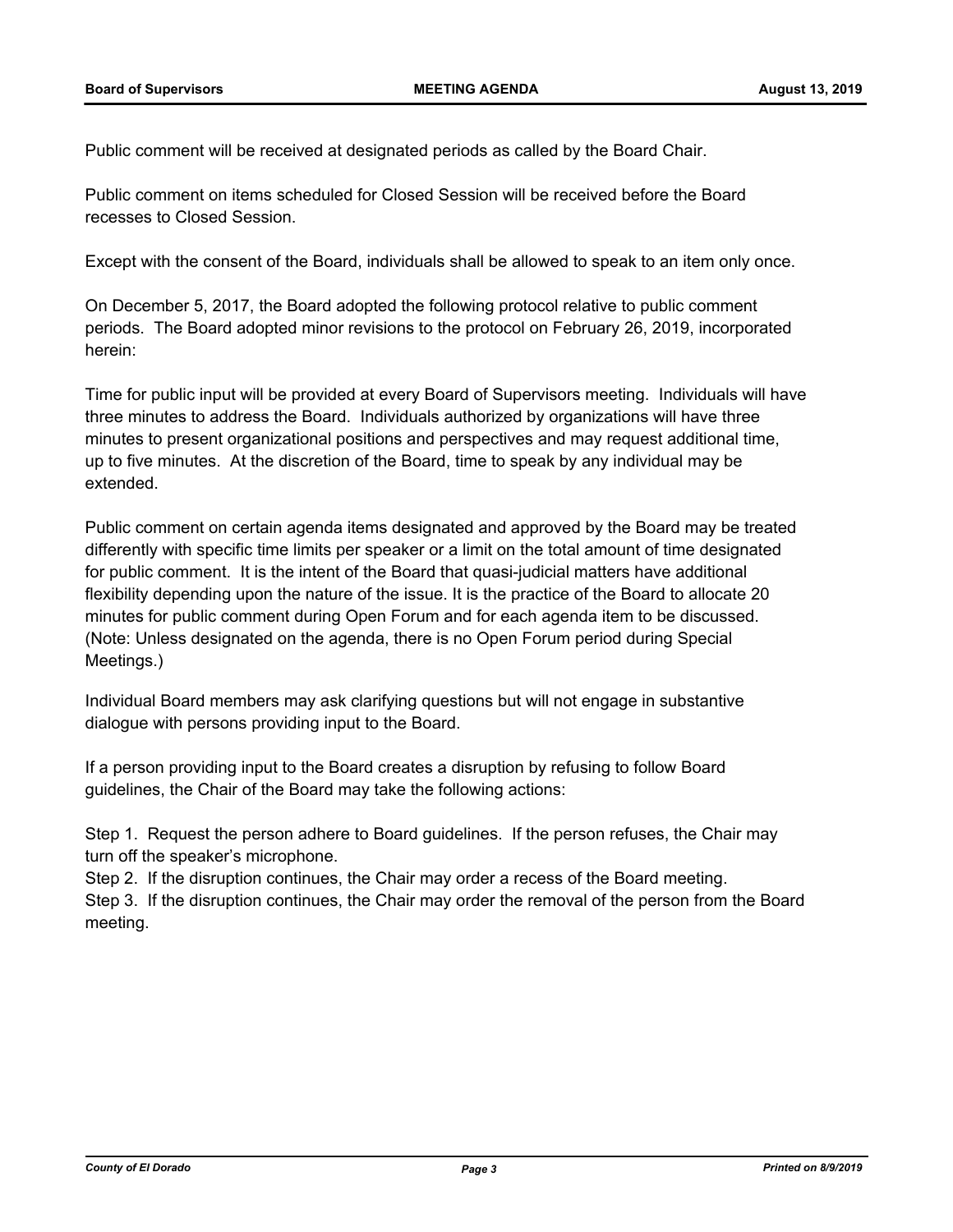Public comment will be received at designated periods as called by the Board Chair.

Public comment on items scheduled for Closed Session will be received before the Board recesses to Closed Session.

Except with the consent of the Board, individuals shall be allowed to speak to an item only once.

On December 5, 2017, the Board adopted the following protocol relative to public comment periods. The Board adopted minor revisions to the protocol on February 26, 2019, incorporated herein:

Time for public input will be provided at every Board of Supervisors meeting. Individuals will have three minutes to address the Board. Individuals authorized by organizations will have three minutes to present organizational positions and perspectives and may request additional time, up to five minutes. At the discretion of the Board, time to speak by any individual may be extended.

Public comment on certain agenda items designated and approved by the Board may be treated differently with specific time limits per speaker or a limit on the total amount of time designated for public comment. It is the intent of the Board that quasi-judicial matters have additional flexibility depending upon the nature of the issue. It is the practice of the Board to allocate 20 minutes for public comment during Open Forum and for each agenda item to be discussed. (Note: Unless designated on the agenda, there is no Open Forum period during Special Meetings.)

Individual Board members may ask clarifying questions but will not engage in substantive dialogue with persons providing input to the Board.

If a person providing input to the Board creates a disruption by refusing to follow Board guidelines, the Chair of the Board may take the following actions:

Step 1. Request the person adhere to Board guidelines. If the person refuses, the Chair may turn off the speaker's microphone.

Step 2. If the disruption continues, the Chair may order a recess of the Board meeting.

Step 3. If the disruption continues, the Chair may order the removal of the person from the Board meeting.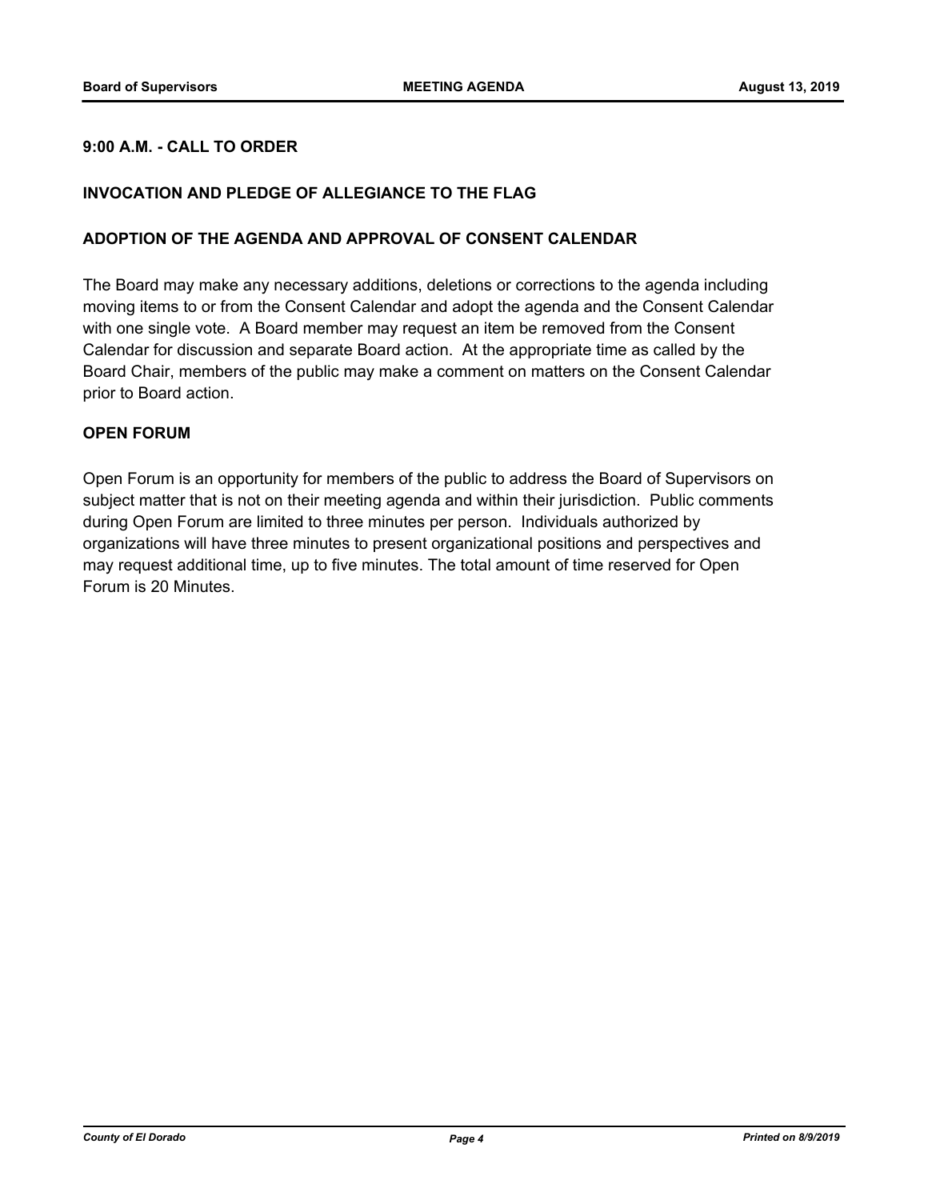**9:00 A.M. - CALL TO ORDER**

**INVOCATION AND PLEDGE OF ALLEGIANCE TO THE FLAG**

**ADOPTION OF THE AGENDA AND APPROVAL OF CONSENT CALENDAR**

The Board may make any necessary additions, deletions or corrections to the agenda including moving items to or from the Consent Calendar and adopt the agenda and the Consent Calendar with one single vote. A Board member may request an item be removed from the Consent Calendar for discussion and separate Board action. At the appropriate time as called by the Board Chair, members of the public may make a comment on matters on the Consent Calendar prior to Board action.

**OPEN FORUM**

Open Forum is an opportunity for members of the public to address the Board of Supervisors on subject matter that is not on their meeting agenda and within their jurisdiction. Public comments during Open Forum are limited to three minutes per person. Individuals authorized by organizations will have three minutes to present organizational positions and perspectives and may request additional time, up to five minutes. The total amount of time reserved for Open Forum is 20 Minutes.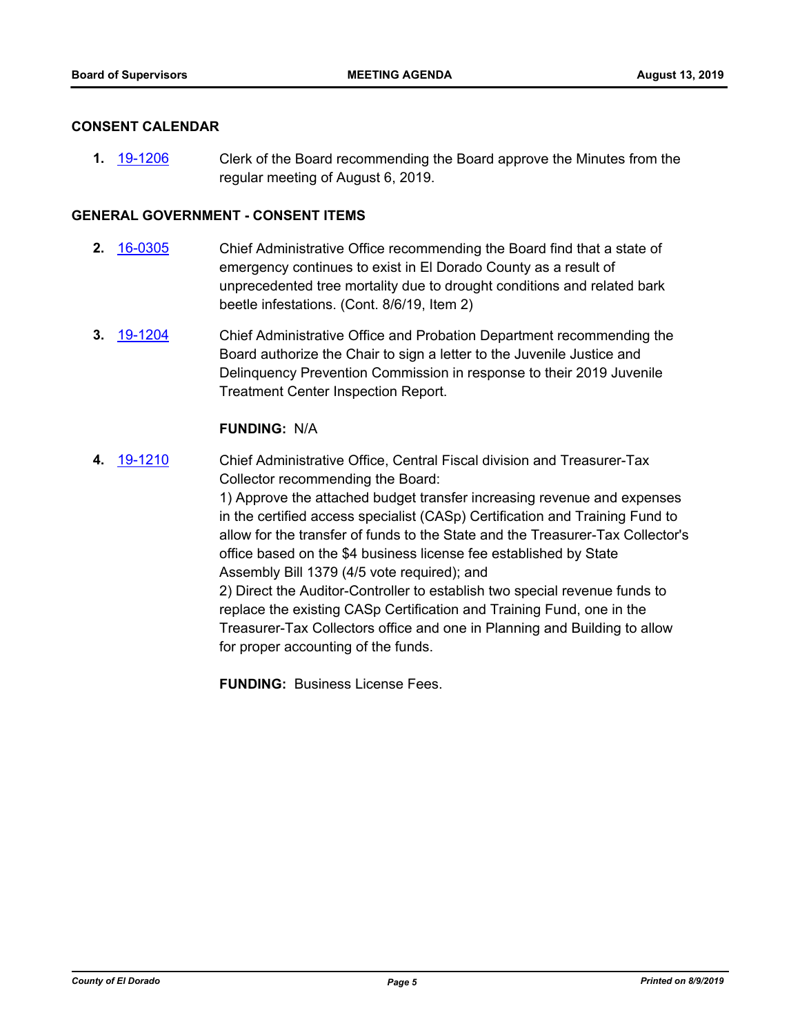## CONSENT CALENDAR

**1.** [19-1206](19-1206) Clerk of the Board recommending the Board approve the Minutes from the regular meeting of August 6, 2019.

## GENERAL GOVERNMENT - CONSENT ITEMS

**2.** [16-0305](16-0305) Chief Administrative Office recommending the Board find that a state of emergency continues to exist in El Dorado County as a result of unprecedented tree mortality due to drought conditions and related bark beetle infestations. (Cont. 8/6/19, Item 2)

**3.** [19-1204](19-1204) Chief Administrative Office and Probation Department recommending the Board authorize the Chair to sign a letter to the Juvenile Justice and Delinquency Prevention Commission in response to their 2019 Juvenile Treatment Center Inspection Report.

**FUNDING:** N/A

**4.** [19-1210](19-1210) Chief Administrative Office, Central Fiscal division and Treasurer-Tax Collector recommending the Board:
1) Approve the attached budget transfer increasing revenue and expenses in the certified access specialist (CASp) Certification and Training Fund to allow for the transfer of funds to the State and the Treasurer-Tax Collector's office based on the $4 business license fee established by State Assembly Bill 1379 (4/5 vote required); and
2) Direct the Auditor-Controller to establish two special revenue funds to replace the existing CASp Certification and Training Fund, one in the Treasurer-Tax Collectors office and one in Planning and Building to allow for proper accounting of the funds.

**FUNDING:** Business License Fees.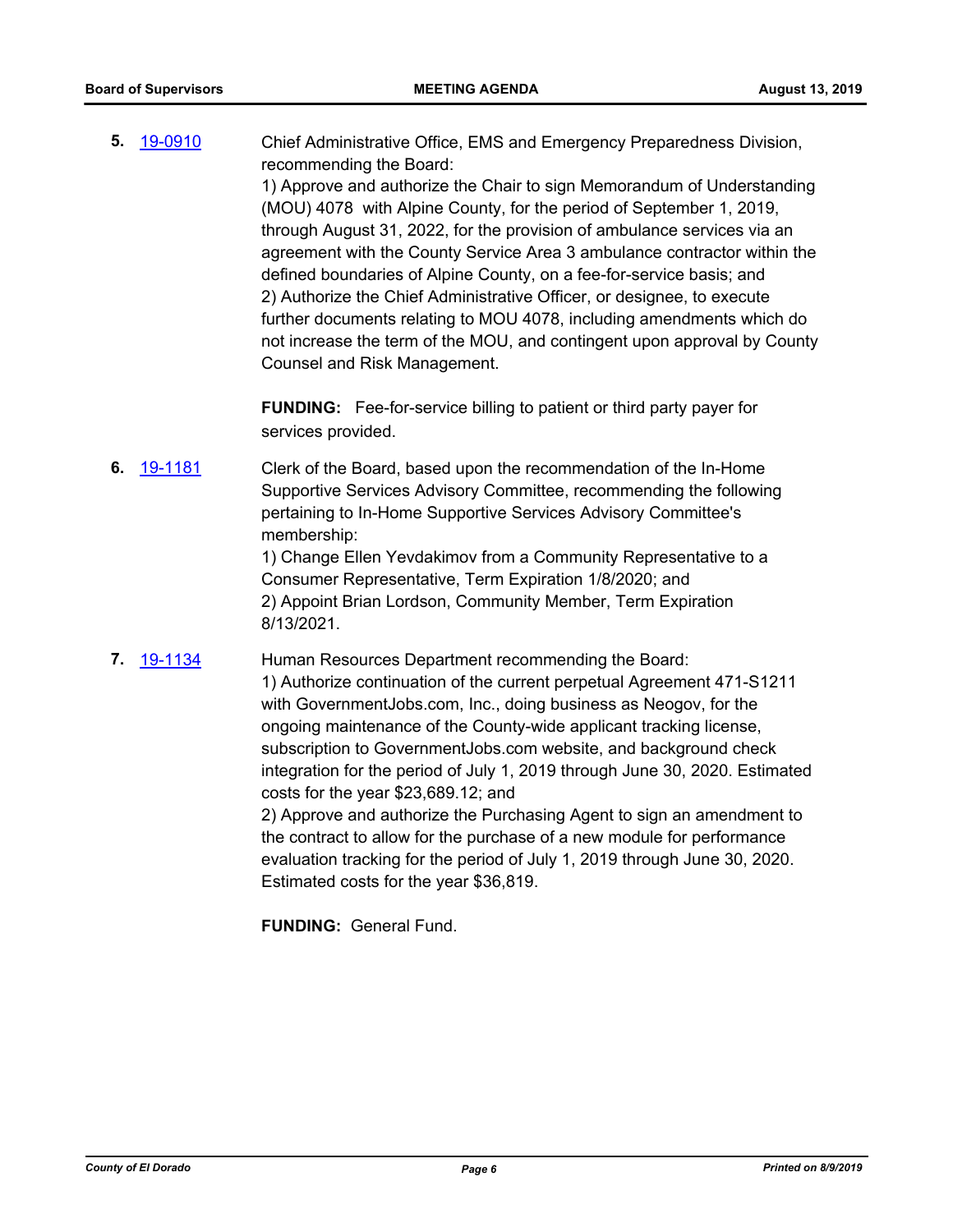**5.** [19-0910](#) Chief Administrative Office, EMS and Emergency Preparedness Division, recommending the Board:

1) Approve and authorize the Chair to sign Memorandum of Understanding (MOU) 4078 with Alpine County, for the period of September 1, 2019, through August 31, 2022, for the provision of ambulance services via an agreement with the County Service Area 3 ambulance contractor within the defined boundaries of Alpine County, on a fee-for-service basis; and

2) Authorize the Chief Administrative Officer, or designee, to execute further documents relating to MOU 4078, including amendments which do not increase the term of the MOU, and contingent upon approval by County Counsel and Risk Management.

**FUNDING:** Fee-for-service billing to patient or third party payer for services provided.

**6.** [19-1181](#) Clerk of the Board, based upon the recommendation of the In-Home Supportive Services Advisory Committee, recommending the following pertaining to In-Home Supportive Services Advisory Committee's membership:

1) Change Ellen Yevdakimov from a Community Representative to a Consumer Representative, Term Expiration 1/8/2020; and

2) Appoint Brian Lordson, Community Member, Term Expiration 8/13/2021.

**7.** [19-1134](#) Human Resources Department recommending the Board:

1) Authorize continuation of the current perpetual Agreement 471-S1211 with GovernmentJobs.com, Inc., doing business as Neogov, for the ongoing maintenance of the County-wide applicant tracking license, subscription to GovernmentJobs.com website, and background check integration for the period of July 1, 2019 through June 30, 2020. Estimated costs for the year $23,689.12; and

2) Approve and authorize the Purchasing Agent to sign an amendment to the contract to allow for the purchase of a new module for performance evaluation tracking for the period of July 1, 2019 through June 30, 2020. Estimated costs for the year $36,819.

**FUNDING:** General Fund.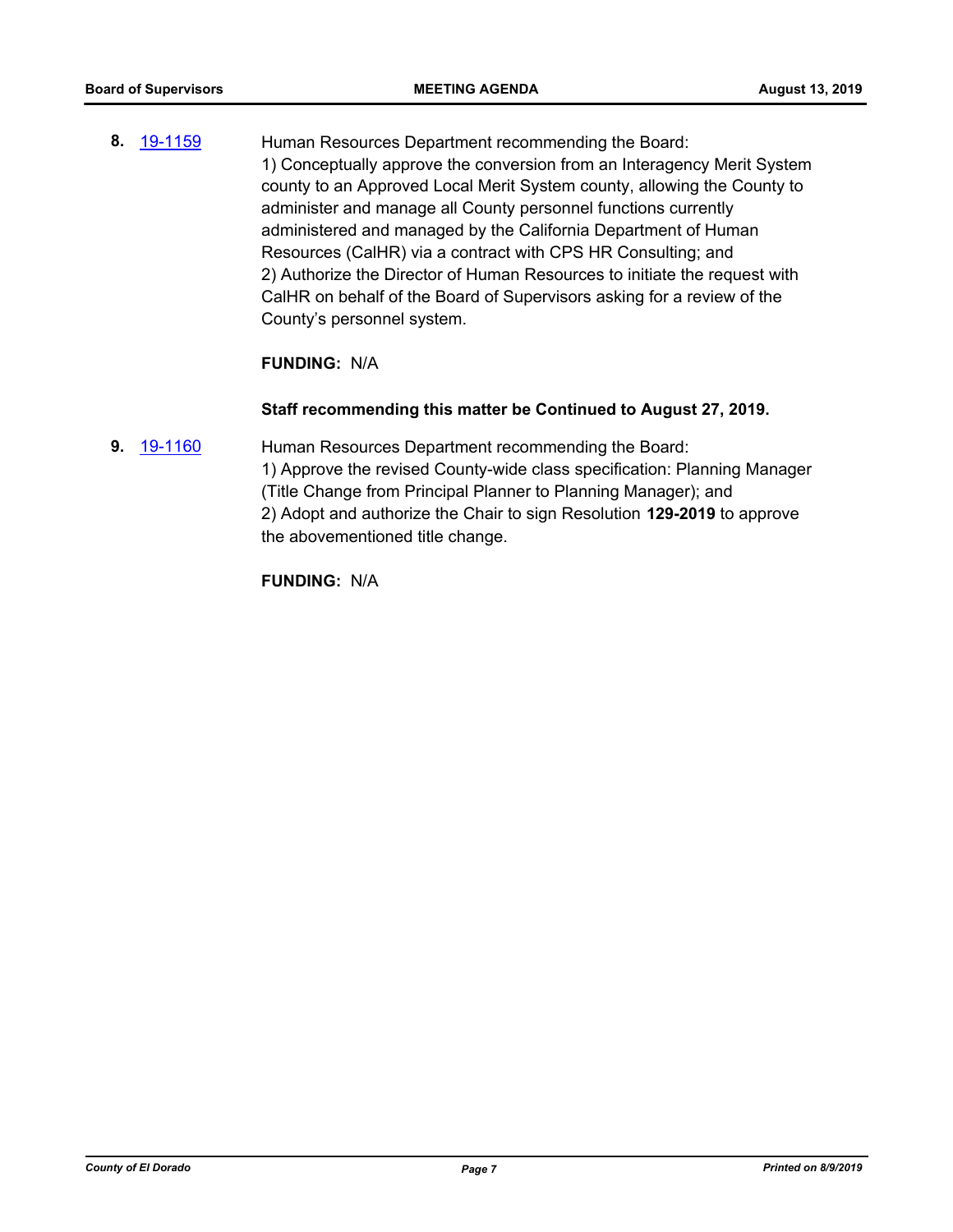**8.** [19-1159](19-1159)

Human Resources Department recommending the Board:
1) Conceptually approve the conversion from an Interagency Merit System county to an Approved Local Merit System county, allowing the County to administer and manage all County personnel functions currently administered and managed by the California Department of Human Resources (CalHR) via a contract with CPS HR Consulting; and
2) Authorize the Director of Human Resources to initiate the request with CalHR on behalf of the Board of Supervisors asking for a review of the County's personnel system.

**FUNDING:** N/A

**Staff recommending this matter be Continued to August 27, 2019.**

**9.** [19-1160](19-1160)

Human Resources Department recommending the Board:
1) Approve the revised County-wide class specification: Planning Manager (Title Change from Principal Planner to Planning Manager); and
2) Adopt and authorize the Chair to sign Resolution **129-2019** to approve the abovementioned title change.

**FUNDING:** N/A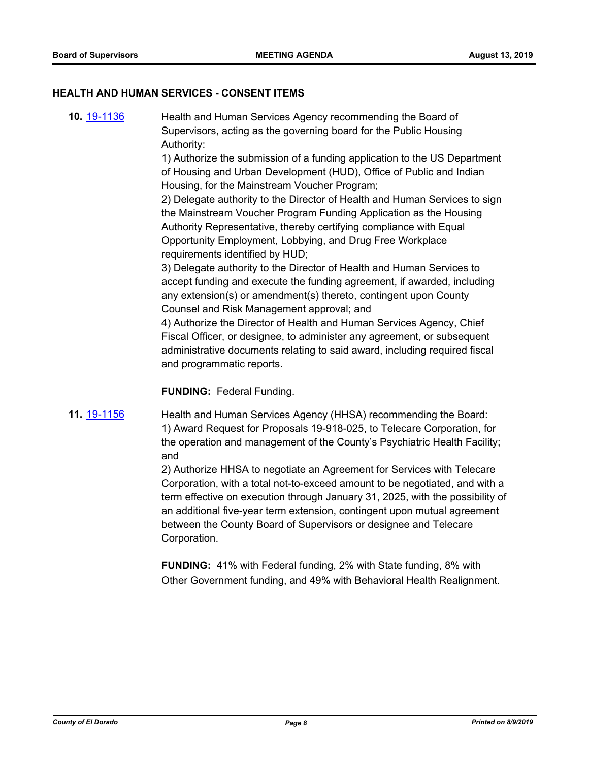## HEALTH AND HUMAN SERVICES - CONSENT ITEMS

**10.** [19-1136](19-1136)

Health and Human Services Agency recommending the Board of Supervisors, acting as the governing board for the Public Housing Authority:

1) Authorize the submission of a funding application to the US Department of Housing and Urban Development (HUD), Office of Public and Indian Housing, for the Mainstream Voucher Program;

2) Delegate authority to the Director of Health and Human Services to sign the Mainstream Voucher Program Funding Application as the Housing Authority Representative, thereby certifying compliance with Equal Opportunity Employment, Lobbying, and Drug Free Workplace requirements identified by HUD;

3) Delegate authority to the Director of Health and Human Services to accept funding and execute the funding agreement, if awarded, including any extension(s) or amendment(s) thereto, contingent upon County Counsel and Risk Management approval; and

4) Authorize the Director of Health and Human Services Agency, Chief Fiscal Officer, or designee, to administer any agreement, or subsequent administrative documents relating to said award, including required fiscal and programmatic reports.

**FUNDING:** Federal Funding.

**11.** [19-1156](19-1156)

Health and Human Services Agency (HHSA) recommending the Board:

1) Award Request for Proposals 19-918-025, to Telecare Corporation, for the operation and management of the County's Psychiatric Health Facility; and

2) Authorize HHSA to negotiate an Agreement for Services with Telecare Corporation, with a total not-to-exceed amount to be negotiated, and with a term effective on execution through January 31, 2025, with the possibility of an additional five-year term extension, contingent upon mutual agreement between the County Board of Supervisors or designee and Telecare Corporation.

**FUNDING:** 41% with Federal funding, 2% with State funding, 8% with Other Government funding, and 49% with Behavioral Health Realignment.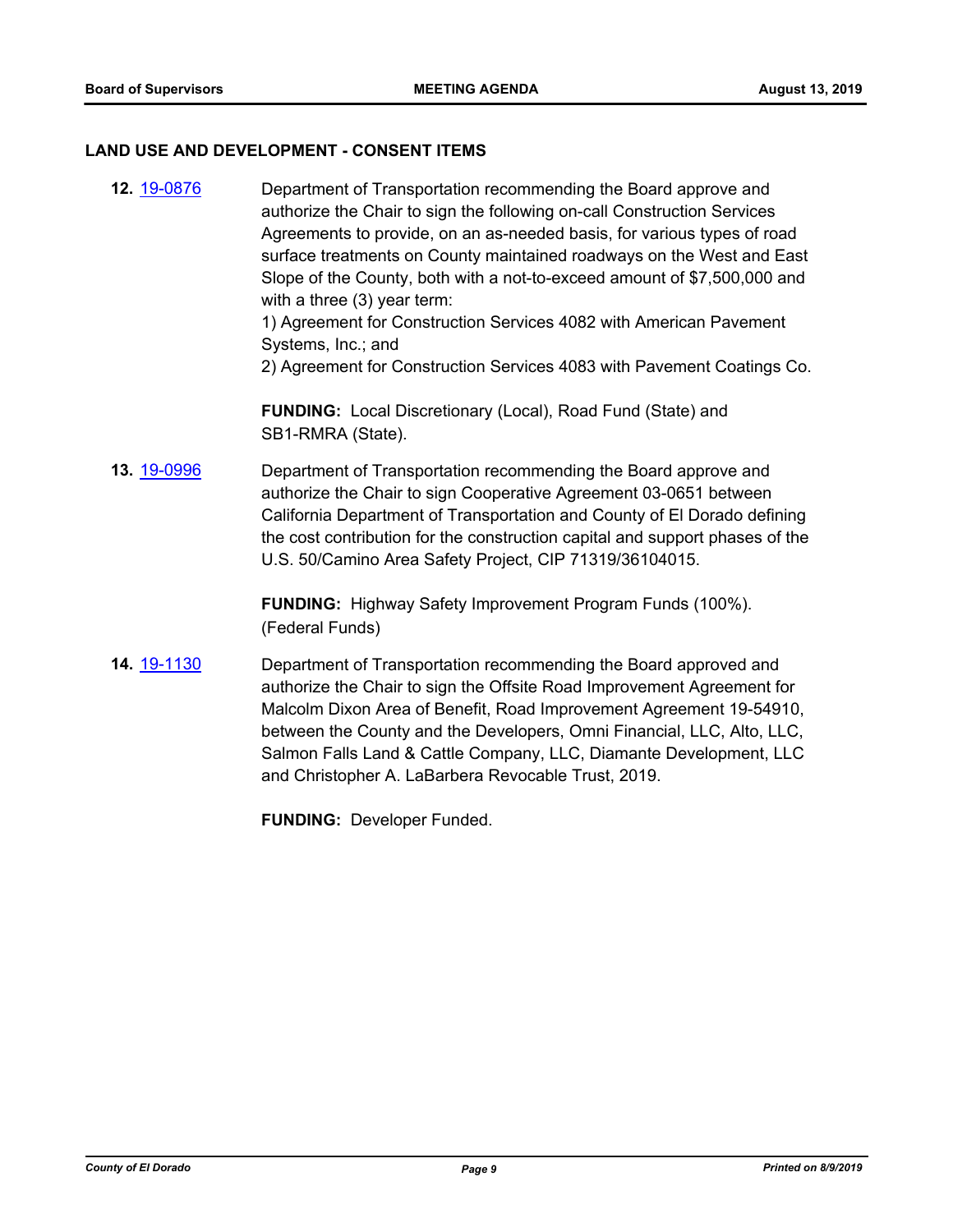## LAND USE AND DEVELOPMENT - CONSENT ITEMS

**12.** [19-0876]

Department of Transportation recommending the Board approve and authorize the Chair to sign the following on-call Construction Services Agreements to provide, on an as-needed basis, for various types of road surface treatments on County maintained roadways on the West and East Slope of the County, both with a not-to-exceed amount of $7,500,000 and with a three (3) year term:
1) Agreement for Construction Services 4082 with American Pavement Systems, Inc.; and
2) Agreement for Construction Services 4083 with Pavement Coatings Co.

**FUNDING:** Local Discretionary (Local), Road Fund (State) and SB1-RMRA (State).

**13.** [19-0996]

Department of Transportation recommending the Board approve and authorize the Chair to sign Cooperative Agreement 03-0651 between California Department of Transportation and County of El Dorado defining the cost contribution for the construction capital and support phases of the U.S. 50/Camino Area Safety Project, CIP 71319/36104015.

**FUNDING:** Highway Safety Improvement Program Funds (100%). (Federal Funds)

**14.** [19-1130]

Department of Transportation recommending the Board approved and authorize the Chair to sign the Offsite Road Improvement Agreement for Malcolm Dixon Area of Benefit, Road Improvement Agreement 19-54910, between the County and the Developers, Omni Financial, LLC, Alto, LLC, Salmon Falls Land & Cattle Company, LLC, Diamante Development, LLC and Christopher A. LaBarbera Revocable Trust, 2019.

**FUNDING:** Developer Funded.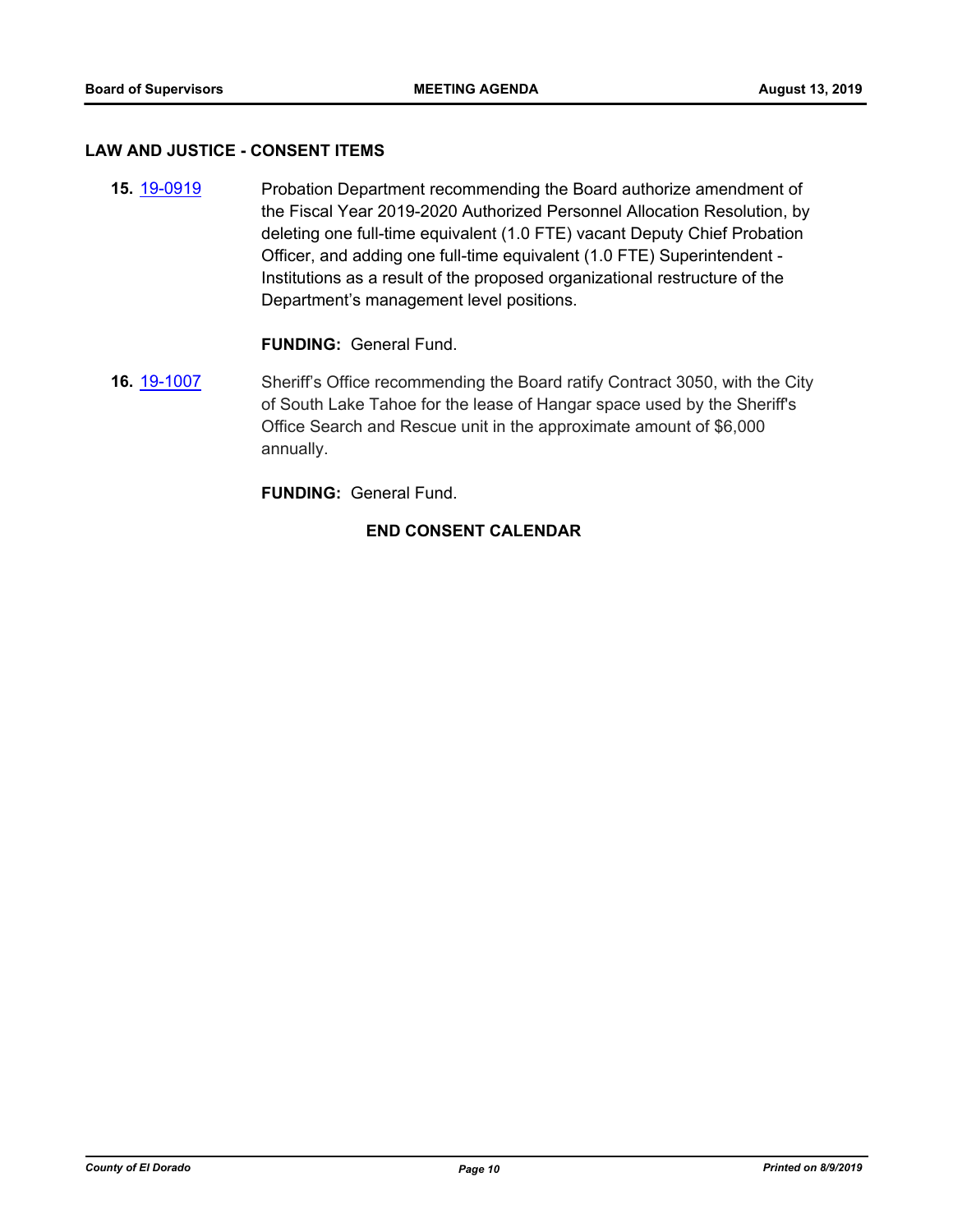## LAW AND JUSTICE - CONSENT ITEMS

**15.** [19-0919](19-0919) Probation Department recommending the Board authorize amendment of the Fiscal Year 2019-2020 Authorized Personnel Allocation Resolution, by deleting one full-time equivalent (1.0 FTE) vacant Deputy Chief Probation Officer, and adding one full-time equivalent (1.0 FTE) Superintendent - Institutions as a result of the proposed organizational restructure of the Department's management level positions.

**FUNDING:** General Fund.

**16.** [19-1007](19-1007) Sheriff's Office recommending the Board ratify Contract 3050, with the City of South Lake Tahoe for the lease of Hangar space used by the Sheriff's Office Search and Rescue unit in the approximate amount of $6,000 annually.

**FUNDING:** General Fund.

**END CONSENT CALENDAR**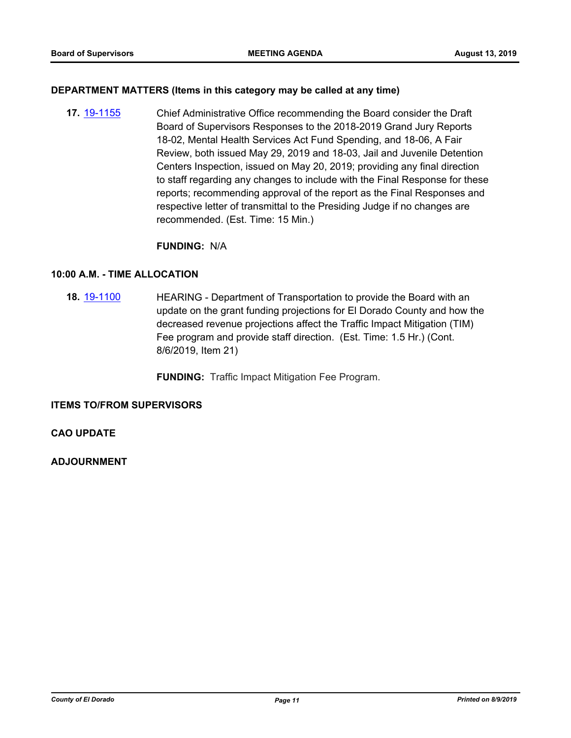**DEPARTMENT MATTERS (Items in this category may be called at any time)**

**17.** [19-1155](19-1155) Chief Administrative Office recommending the Board consider the Draft Board of Supervisors Responses to the 2018-2019 Grand Jury Reports 18-02, Mental Health Services Act Fund Spending, and 18-06, A Fair Review, both issued May 29, 2019 and 18-03, Jail and Juvenile Detention Centers Inspection, issued on May 20, 2019; providing any final direction to staff regarding any changes to include with the Final Response for these reports; recommending approval of the report as the Final Responses and respective letter of transmittal to the Presiding Judge if no changes are recommended. (Est. Time: 15 Min.)

**FUNDING:** N/A

**10:00 A.M. - TIME ALLOCATION**

**18.** [19-1100](19-1100) HEARING - Department of Transportation to provide the Board with an update on the grant funding projections for El Dorado County and how the decreased revenue projections affect the Traffic Impact Mitigation (TIM) Fee program and provide staff direction. (Est. Time: 1.5 Hr.) (Cont. 8/6/2019, Item 21)

**FUNDING:** Traffic Impact Mitigation Fee Program.

**ITEMS TO/FROM SUPERVISORS**

**CAO UPDATE**

**ADJOURNMENT**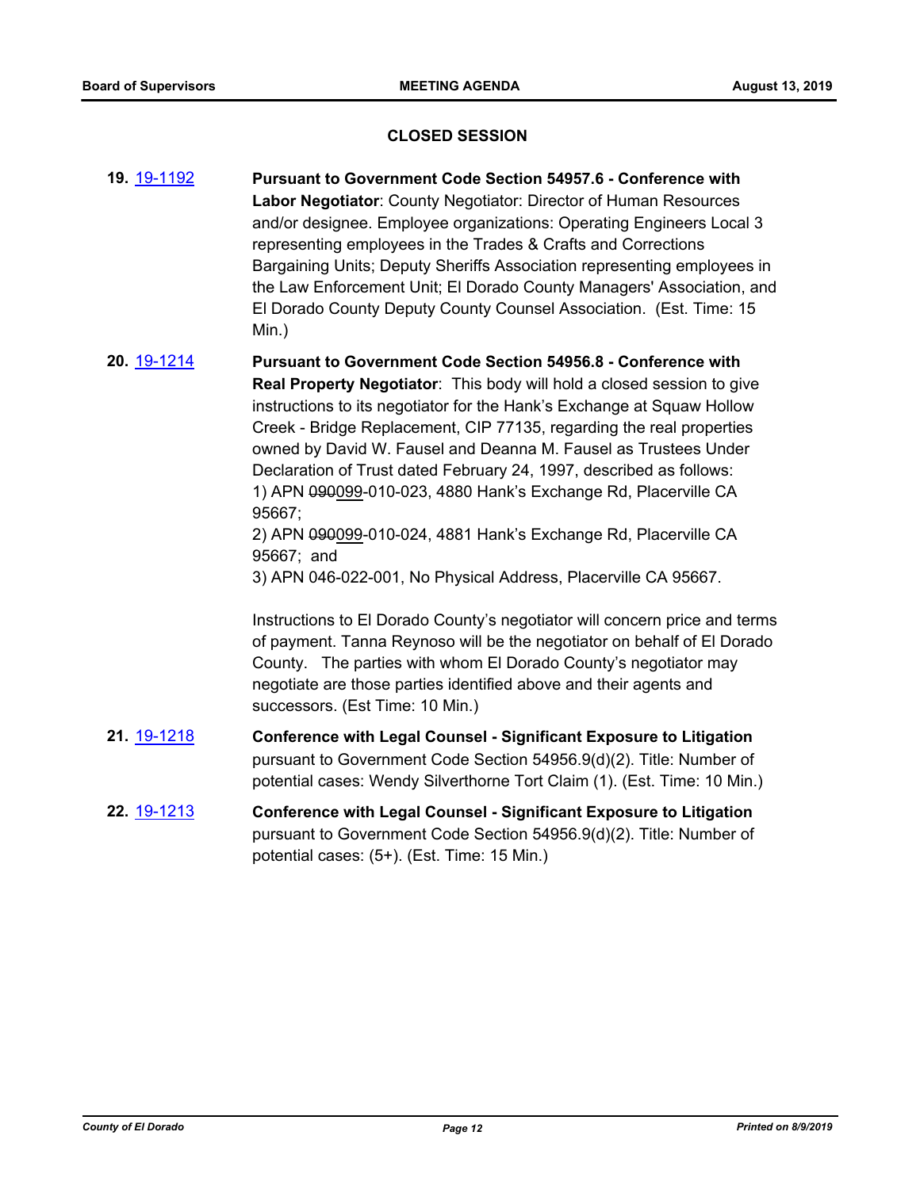## CLOSED SESSION

**19.** 19-1192 **Pursuant to Government Code Section 54957.6 - Conference with Labor Negotiator**: County Negotiator: Director of Human Resources and/or designee. Employee organizations: Operating Engineers Local 3 representing employees in the Trades & Crafts and Corrections Bargaining Units; Deputy Sheriffs Association representing employees in the Law Enforcement Unit; El Dorado County Managers' Association, and El Dorado County Deputy County Counsel Association. (Est. Time: 15 Min.)

**20.** 19-1214 **Pursuant to Government Code Section 54956.8 - Conference with Real Property Negotiator**: This body will hold a closed session to give instructions to its negotiator for the Hank's Exchange at Squaw Hollow Creek - Bridge Replacement, CIP 77135, regarding the real properties owned by David W. Fausel and Deanna M. Fausel as Trustees Under Declaration of Trust dated February 24, 1997, described as follows:

1) APN ~~090~~099-010-023, 4880 Hank's Exchange Rd, Placerville CA 95667;

2) APN ~~090~~099-010-024, 4881 Hank's Exchange Rd, Placerville CA 95667; and

3) APN 046-022-001, No Physical Address, Placerville CA 95667.

Instructions to El Dorado County's negotiator will concern price and terms of payment. Tanna Reynoso will be the negotiator on behalf of El Dorado County. The parties with whom El Dorado County's negotiator may negotiate are those parties identified above and their agents and successors. (Est Time: 10 Min.)

**21.** 19-1218 **Conference with Legal Counsel - Significant Exposure to Litigation** pursuant to Government Code Section 54956.9(d)(2). Title: Number of potential cases: Wendy Silverthorne Tort Claim (1). (Est. Time: 10 Min.)

**22.** 19-1213 **Conference with Legal Counsel - Significant Exposure to Litigation** pursuant to Government Code Section 54956.9(d)(2). Title: Number of potential cases: (5+). (Est. Time: 15 Min.)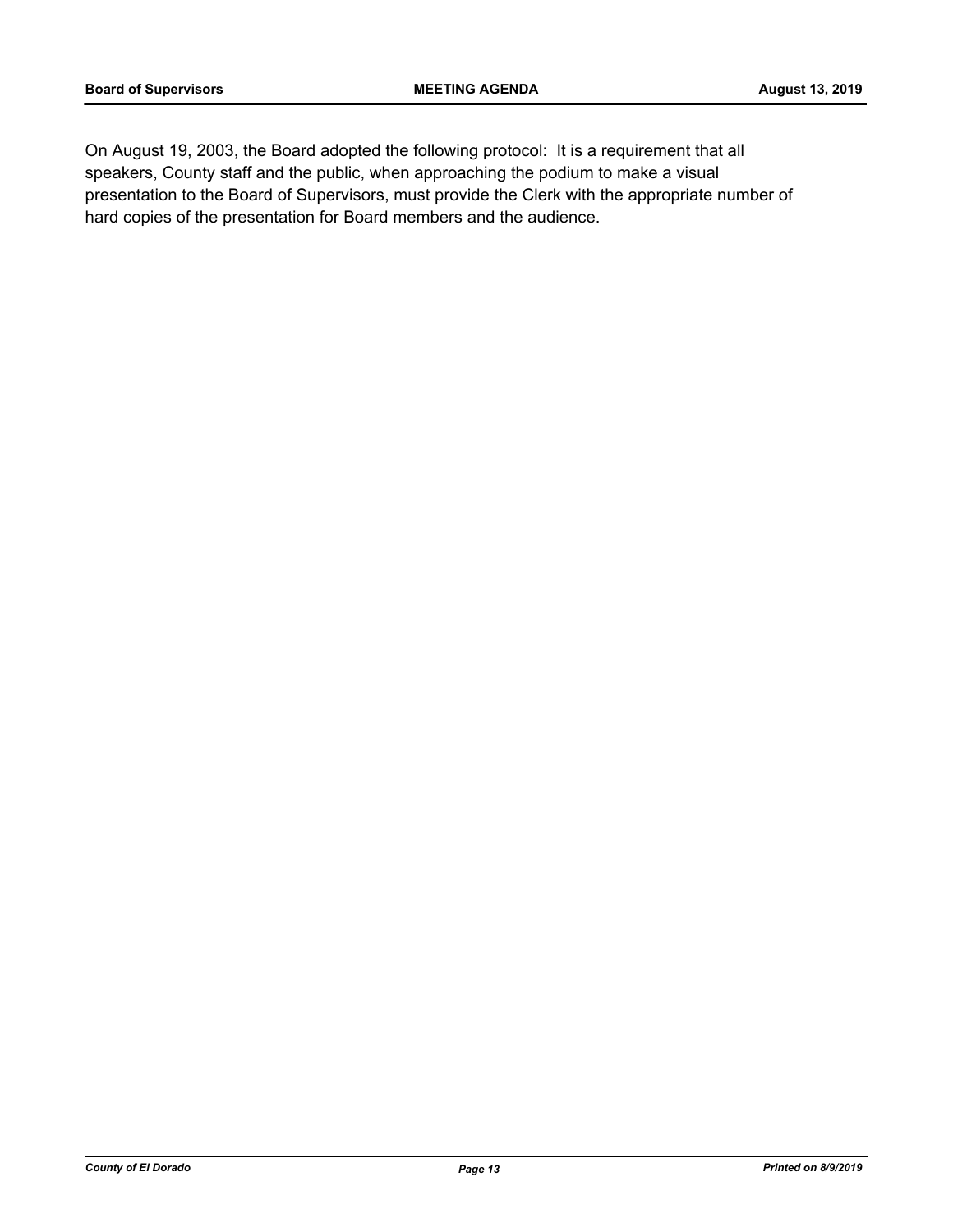On August 19, 2003, the Board adopted the following protocol: It is a requirement that all speakers, County staff and the public, when approaching the podium to make a visual presentation to the Board of Supervisors, must provide the Clerk with the appropriate number of hard copies of the presentation for Board members and the audience.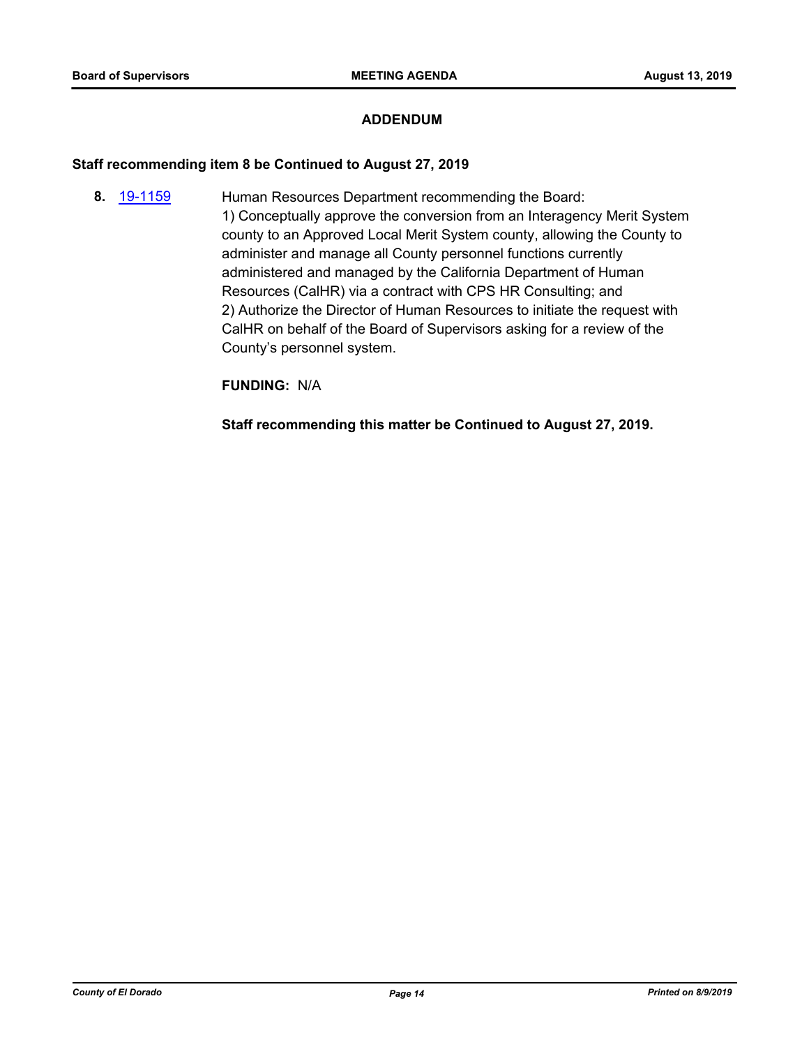## ADDENDUM

**Staff recommending item 8 be Continued to August 27, 2019**

**8.** [19-1159](19-1159) Human Resources Department recommending the Board:
1) Conceptually approve the conversion from an Interagency Merit System county to an Approved Local Merit System county, allowing the County to administer and manage all County personnel functions currently administered and managed by the California Department of Human Resources (CalHR) via a contract with CPS HR Consulting; and
2) Authorize the Director of Human Resources to initiate the request with CalHR on behalf of the Board of Supervisors asking for a review of the County's personnel system.

**FUNDING:** N/A

**Staff recommending this matter be Continued to August 27, 2019.**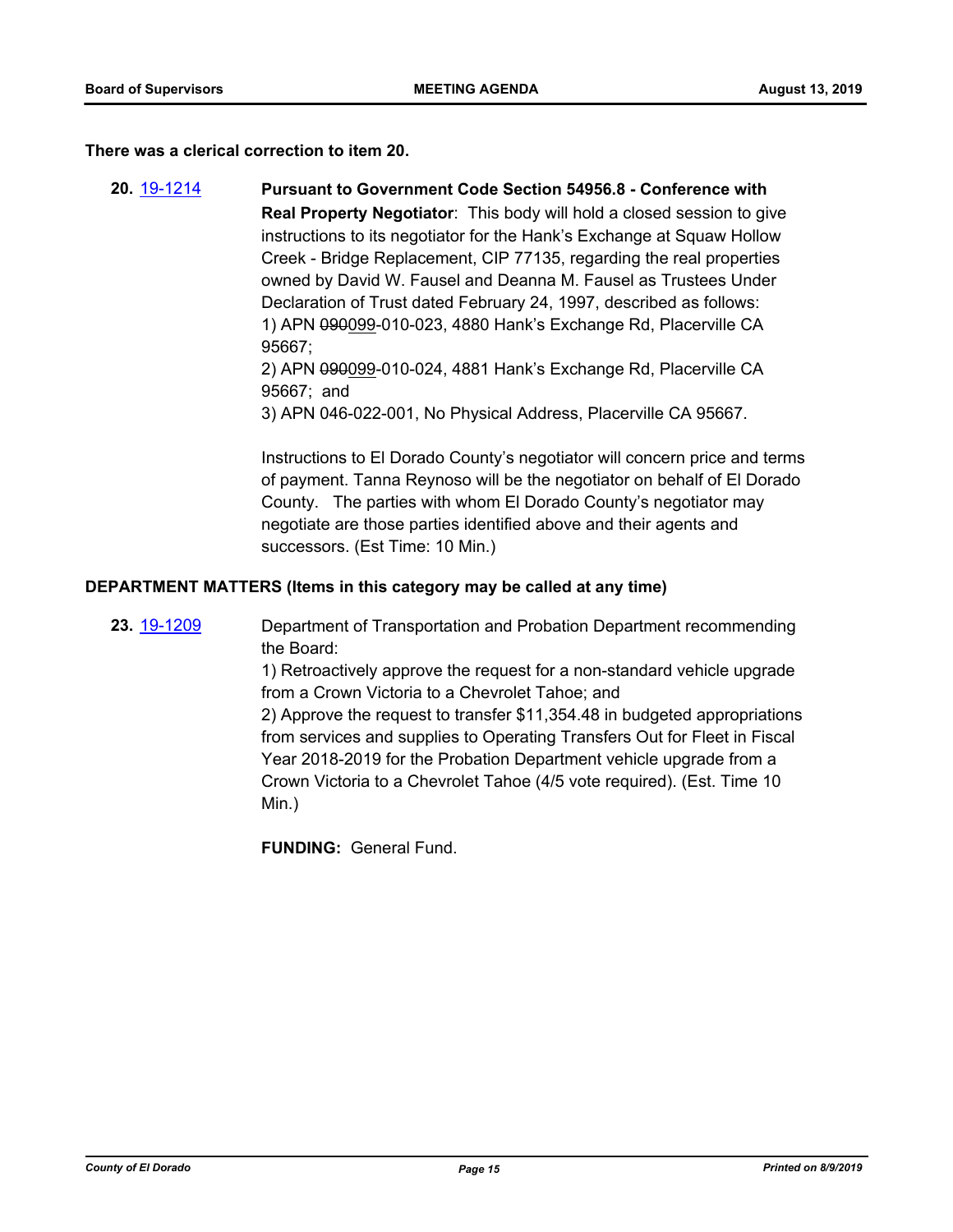**There was a clerical correction to item 20.**

**20.** [19-1214](19-1214) **Pursuant to Government Code Section 54956.8 - Conference with Real Property Negotiator**: This body will hold a closed session to give instructions to its negotiator for the Hank's Exchange at Squaw Hollow Creek - Bridge Replacement, CIP 77135, regarding the real properties owned by David W. Fausel and Deanna M. Fausel as Trustees Under Declaration of Trust dated February 24, 1997, described as follows:
1) APN ~~090~~099-010-023, 4880 Hank's Exchange Rd, Placerville CA 95667;
2) APN ~~090~~099-010-024, 4881 Hank's Exchange Rd, Placerville CA 95667; and
3) APN 046-022-001, No Physical Address, Placerville CA 95667.

Instructions to El Dorado County's negotiator will concern price and terms of payment. Tanna Reynoso will be the negotiator on behalf of El Dorado County. The parties with whom El Dorado County's negotiator may negotiate are those parties identified above and their agents and successors. (Est Time: 10 Min.)

**DEPARTMENT MATTERS (Items in this category may be called at any time)**

**23.** [19-1209](19-1209) Department of Transportation and Probation Department recommending the Board:
1) Retroactively approve the request for a non-standard vehicle upgrade from a Crown Victoria to a Chevrolet Tahoe; and
2) Approve the request to transfer $11,354.48 in budgeted appropriations from services and supplies to Operating Transfers Out for Fleet in Fiscal Year 2018-2019 for the Probation Department vehicle upgrade from a Crown Victoria to a Chevrolet Tahoe (4/5 vote required). (Est. Time 10 Min.)

**FUNDING:** General Fund.